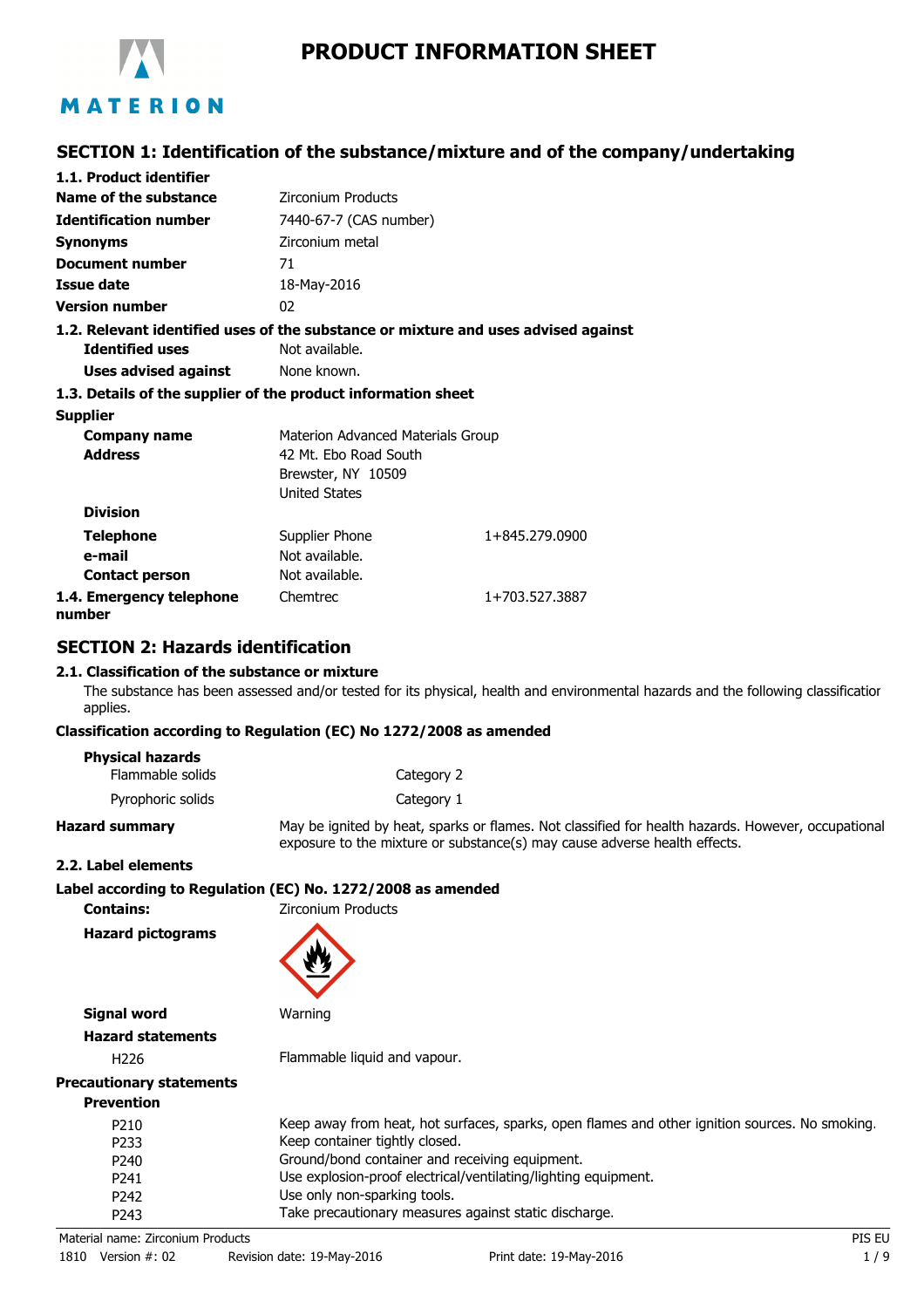# PRODUCT INFORMATION SHEET

MATERION

## SECTION 1: Identification of the substance/mixture and of the company/undertaking

### 1.1. Product identifier

| | |
|---|---|
| **Name of the substance** | Zirconium Products |
| **Identification number** | 7440-67-7 (CAS number) |
| **Synonyms** | Zirconium metal |
| **Document number** | 71 |
| **Issue date** | 18-May-2016 |
| **Version number** | 02 |

### 1.2. Relevant identified uses of the substance or mixture and uses advised against

| | |
|---|---|
| **Identified uses** | Not available. |
| **Uses advised against** | None known. |

### 1.3. Details of the supplier of the product information sheet

**Supplier**

| | | |
|---|---|---|
| **Company name** | Materion Advanced Materials Group | |
| **Address** | 42 Mt. Ebo Road South<br>Brewster, NY 10509<br>United States | |
| **Division** | | |
| **Telephone** | Supplier Phone | 1+845.279.0900 |
| **e-mail** | Not available. | |
| **Contact person** | Not available. | |

### 1.4. Emergency telephone number

Chemtrec 1+703.527.3887

## SECTION 2: Hazards identification

### 2.1. Classification of the substance or mixture

The substance has been assessed and/or tested for its physical, health and environmental hazards and the following classification applies.

**Classification according to Regulation (EC) No 1272/2008 as amended**

**Physical hazards**

| | |
|---|---|
| Flammable solids | Category 2 |
| Pyrophoric solids | Category 1 |

**Hazard summary** May be ignited by heat, sparks or flames. Not classified for health hazards. However, occupational exposure to the mixture or substance(s) may cause adverse health effects.

### 2.2. Label elements

**Label according to Regulation (EC) No. 1272/2008 as amended**

**Contains:** Zirconium Products

**Hazard pictograms**

**Signal word** Warning

**Hazard statements**

| | |
|---|---|
| H226 | Flammable liquid and vapour. |

**Precautionary statements**

**Prevention**

| | |
|---|---|
| P210 | Keep away from heat, hot surfaces, sparks, open flames and other ignition sources. No smoking. |
| P233 | Keep container tightly closed. |
| P240 | Ground/bond container and receiving equipment. |
| P241 | Use explosion-proof electrical/ventilating/lighting equipment. |
| P242 | Use only non-sparking tools. |
| P243 | Take precautionary measures against static discharge. |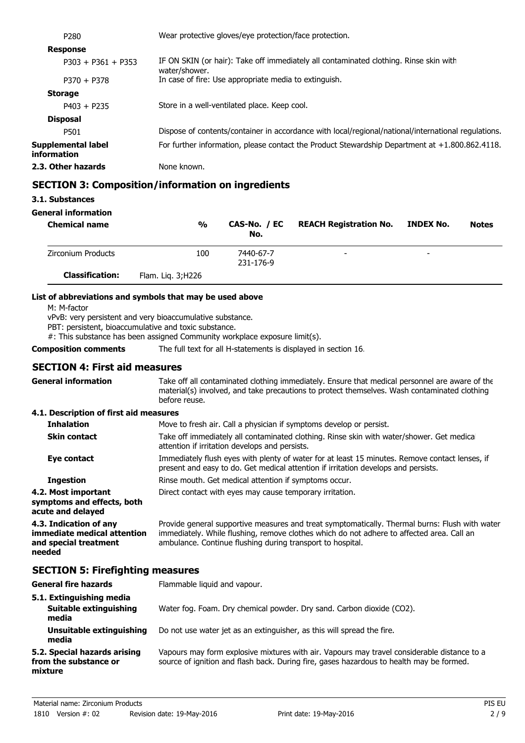| | |
|---|---|
| P280 | Wear protective gloves/eye protection/face protection. |
| **Response** | |
| P303 + P361 + P353 | IF ON SKIN (or hair): Take off immediately all contaminated clothing. Rinse skin with water/shower. |
| P370 + P378 | In case of fire: Use appropriate media to extinguish. |
| **Storage** | |
| P403 + P235 | Store in a well-ventilated place. Keep cool. |
| **Disposal** | |
| P501 | Dispose of contents/container in accordance with local/regional/national/international regulations. |
| **Supplemental label information** | For further information, please contact the Product Stewardship Department at +1.800.862.4118. |
| **2.3. Other hazards** | None known. |

## SECTION 3: Composition/information on ingredients

### 3.1. Substances

**General information**

| Chemical name | % | CAS-No. / EC No. | REACH Registration No. | INDEX No. | Notes |
|---|---|---|---|---|---|
| Zirconium Products | 100 | 7440-67-7 231-176-9 | - | - | |
| **Classification:** | Flam. Liq. 3;H226 | | | | |

**List of abbreviations and symbols that may be used above**

M: M-factor
vPvB: very persistent and very bioaccumulative substance.
PBT: persistent, bioaccumulative and toxic substance.
#: This substance has been assigned Community workplace exposure limit(s).

**Composition comments** The full text for all H-statements is displayed in section 16.

## SECTION 4: First aid measures

**General information** Take off all contaminated clothing immediately. Ensure that medical personnel are aware of the material(s) involved, and take precautions to protect themselves. Wash contaminated clothing before reuse.

### 4.1. Description of first aid measures

| | |
|---|---|
| **Inhalation** | Move to fresh air. Call a physician if symptoms develop or persist. |
| **Skin contact** | Take off immediately all contaminated clothing. Rinse skin with water/shower. Get medical attention if irritation develops and persists. |
| **Eye contact** | Immediately flush eyes with plenty of water for at least 15 minutes. Remove contact lenses, if present and easy to do. Get medical attention if irritation develops and persists. |
| **Ingestion** | Rinse mouth. Get medical attention if symptoms occur. |
| **4.2. Most important symptoms and effects, both acute and delayed** | Direct contact with eyes may cause temporary irritation. |
| **4.3. Indication of any immediate medical attention and special treatment needed** | Provide general supportive measures and treat symptomatically. Thermal burns: Flush with water immediately. While flushing, remove clothes which do not adhere to affected area. Call an ambulance. Continue flushing during transport to hospital. |

## SECTION 5: Firefighting measures

| | |
|---|---|
| **General fire hazards** | Flammable liquid and vapour. |
| **5.1. Extinguishing media** | |
| **Suitable extinguishing media** | Water fog. Foam. Dry chemical powder. Dry sand. Carbon dioxide ($CO_2$). |
| **Unsuitable extinguishing media** | Do not use water jet as an extinguisher, as this will spread the fire. |
| **5.2. Special hazards arising from the substance or mixture** | Vapours may form explosive mixtures with air. Vapours may travel considerable distance to a source of ignition and flash back. During fire, gases hazardous to health may be formed. |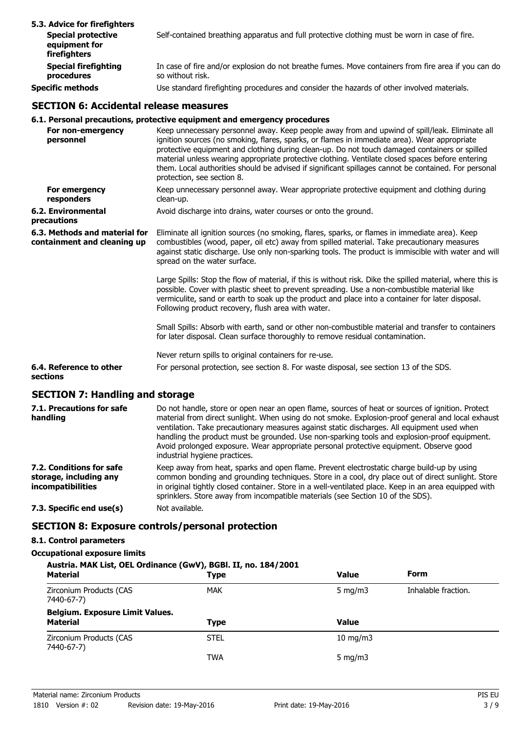**5.3. Advice for firefighters**

| | |
|---|---|
| **Special protective equipment for firefighters** | Self-contained breathing apparatus and full protective clothing must be worn in case of fire. |
| **Special firefighting procedures** | In case of fire and/or explosion do not breathe fumes. Move containers from fire area if you can do so without risk. |
| **Specific methods** | Use standard firefighting procedures and consider the hazards of other involved materials. |

## SECTION 6: Accidental release measures

**6.1. Personal precautions, protective equipment and emergency procedures**

| | |
|---|---|
| **For non-emergency personnel** | Keep unnecessary personnel away. Keep people away from and upwind of spill/leak. Eliminate all ignition sources (no smoking, flares, sparks, or flames in immediate area). Wear appropriate protective equipment and clothing during clean-up. Do not touch damaged containers or spilled material unless wearing appropriate protective clothing. Ventilate closed spaces before entering them. Local authorities should be advised if significant spillages cannot be contained. For personal protection, see section 8. |
| **For emergency responders** | Keep unnecessary personnel away. Wear appropriate protective equipment and clothing during clean-up. |
| **6.2. Environmental precautions** | Avoid discharge into drains, water courses or onto the ground. |
| **6.3. Methods and material for containment and cleaning up** | Eliminate all ignition sources (no smoking, flares, sparks, or flames in immediate area). Keep combustibles (wood, paper, oil etc) away from spilled material. Take precautionary measures against static discharge. Use only non-sparking tools. The product is immiscible with water and will spread on the water surface.<br><br>Large Spills: Stop the flow of material, if this is without risk. Dike the spilled material, where this is possible. Cover with plastic sheet to prevent spreading. Use a non-combustible material like vermiculite, sand or earth to soak up the product and place into a container for later disposal. Following product recovery, flush area with water.<br><br>Small Spills: Absorb with earth, sand or other non-combustible material and transfer to containers for later disposal. Clean surface thoroughly to remove residual contamination.<br><br>Never return spills to original containers for re-use. |
| **6.4. Reference to other sections** | For personal protection, see section 8. For waste disposal, see section 13 of the SDS. |

## SECTION 7: Handling and storage

| | |
|---|---|
| **7.1. Precautions for safe handling** | Do not handle, store or open near an open flame, sources of heat or sources of ignition. Protect material from direct sunlight. When using do not smoke. Explosion-proof general and local exhaust ventilation. Take precautionary measures against static discharges. All equipment used when handling the product must be grounded. Use non-sparking tools and explosion-proof equipment. Avoid prolonged exposure. Wear appropriate personal protective equipment. Observe good industrial hygiene practices. |
| **7.2. Conditions for safe storage, including any incompatibilities** | Keep away from heat, sparks and open flame. Prevent electrostatic charge build-up by using common bonding and grounding techniques. Store in a cool, dry place out of direct sunlight. Store in original tightly closed container. Store in a well-ventilated place. Keep in an area equipped with sprinklers. Store away from incompatible materials (see Section 10 of the SDS). |
| **7.3. Specific end use(s)** | Not available. |

## SECTION 8: Exposure controls/personal protection

**8.1. Control parameters**

**Occupational exposure limits**

**Austria. MAK List, OEL Ordinance (GwV), BGBl. II, no. 184/2001**

| Material | Type | Value | Form |
|---|---|---|---|
| Zirconium Products (CAS 7440-67-7) | MAK | 5 mg/m3 | Inhalable fraction. |

**Belgium. Exposure Limit Values.**

| Material | Type | Value |
|---|---|---|
| Zirconium Products (CAS 7440-67-7) | STEL | 10 mg/m3 |
| | TWA | 5 mg/m3 |

Material name: Zirconium Products
1810 Version #: 02 Revision date: 19-May-2016 Print date: 19-May-2016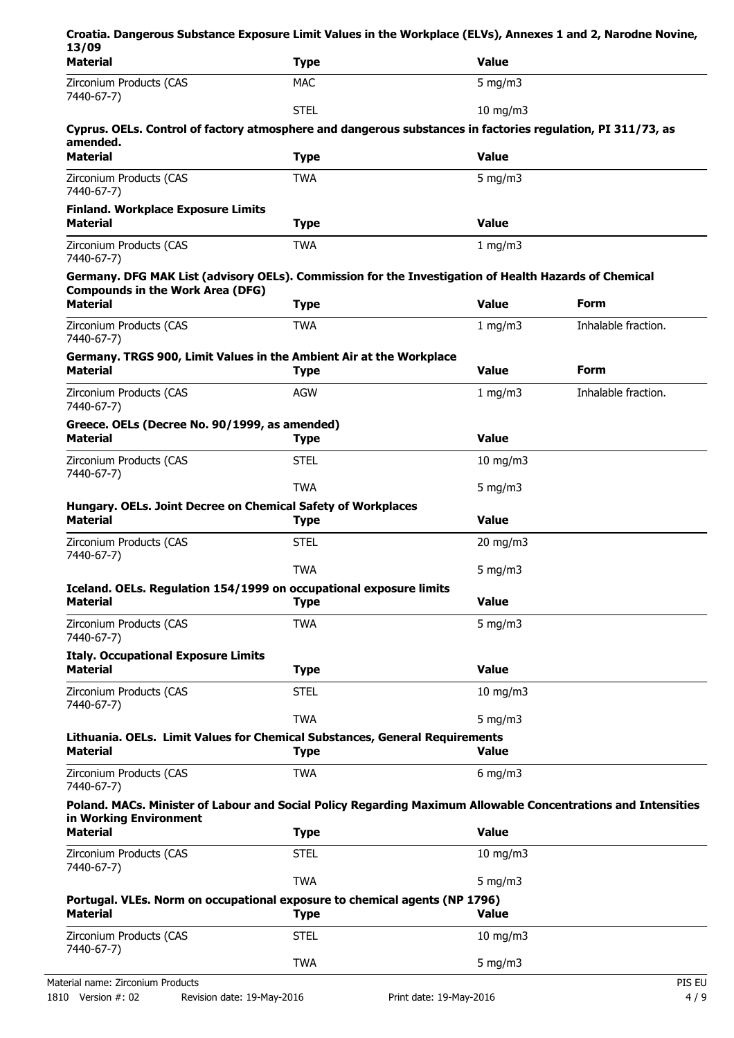**Croatia. Dangerous Substance Exposure Limit Values in the Workplace (ELVs), Annexes 1 and 2, Narodne Novine, 13/09**

| Material | Type | Value |
| --- | --- | --- |
| Zirconium Products (CAS 7440-67-7) | MAC | 5 mg/m3 |
| | STEL | 10 mg/m3 |

**Cyprus. OELs. Control of factory atmosphere and dangerous substances in factories regulation, PI 311/73, as amended.**

| Material | Type | Value |
| --- | --- | --- |
| Zirconium Products (CAS 7440-67-7) | TWA | 5 mg/m3 |

**Finland. Workplace Exposure Limits**

| Material | Type | Value |
| --- | --- | --- |
| Zirconium Products (CAS 7440-67-7) | TWA | 1 mg/m3 |

**Germany. DFG MAK List (advisory OELs). Commission for the Investigation of Health Hazards of Chemical Compounds in the Work Area (DFG)**

| Material | Type | Value | Form |
| --- | --- | --- | --- |
| Zirconium Products (CAS 7440-67-7) | TWA | 1 mg/m3 | Inhalable fraction. |

**Germany. TRGS 900, Limit Values in the Ambient Air at the Workplace**

| Material | Type | Value | Form |
| --- | --- | --- | --- |
| Zirconium Products (CAS 7440-67-7) | AGW | 1 mg/m3 | Inhalable fraction. |

**Greece. OELs (Decree No. 90/1999, as amended)**

| Material | Type | Value |
| --- | --- | --- |
| Zirconium Products (CAS 7440-67-7) | STEL | 10 mg/m3 |
| | TWA | 5 mg/m3 |

**Hungary. OELs. Joint Decree on Chemical Safety of Workplaces**

| Material | Type | Value |
| --- | --- | --- |
| Zirconium Products (CAS 7440-67-7) | STEL | 20 mg/m3 |
| | TWA | 5 mg/m3 |

**Iceland. OELs. Regulation 154/1999 on occupational exposure limits**

| Material | Type | Value |
| --- | --- | --- |
| Zirconium Products (CAS 7440-67-7) | TWA | 5 mg/m3 |

**Italy. Occupational Exposure Limits**

| Material | Type | Value |
| --- | --- | --- |
| Zirconium Products (CAS 7440-67-7) | STEL | 10 mg/m3 |
| | TWA | 5 mg/m3 |

**Lithuania. OELs. Limit Values for Chemical Substances, General Requirements**

| Material | Type | Value |
| --- | --- | --- |
| Zirconium Products (CAS 7440-67-7) | TWA | 6 mg/m3 |

**Poland. MACs. Minister of Labour and Social Policy Regarding Maximum Allowable Concentrations and Intensities in Working Environment**

| Material | Type | Value |
| --- | --- | --- |
| Zirconium Products (CAS 7440-67-7) | STEL | 10 mg/m3 |
| | TWA | 5 mg/m3 |

**Portugal. VLEs. Norm on occupational exposure to chemical agents (NP 1796)**

| Material | Type | Value |
| --- | --- | --- |
| Zirconium Products (CAS 7440-67-7) | STEL | 10 mg/m3 |
| | TWA | 5 mg/m3 |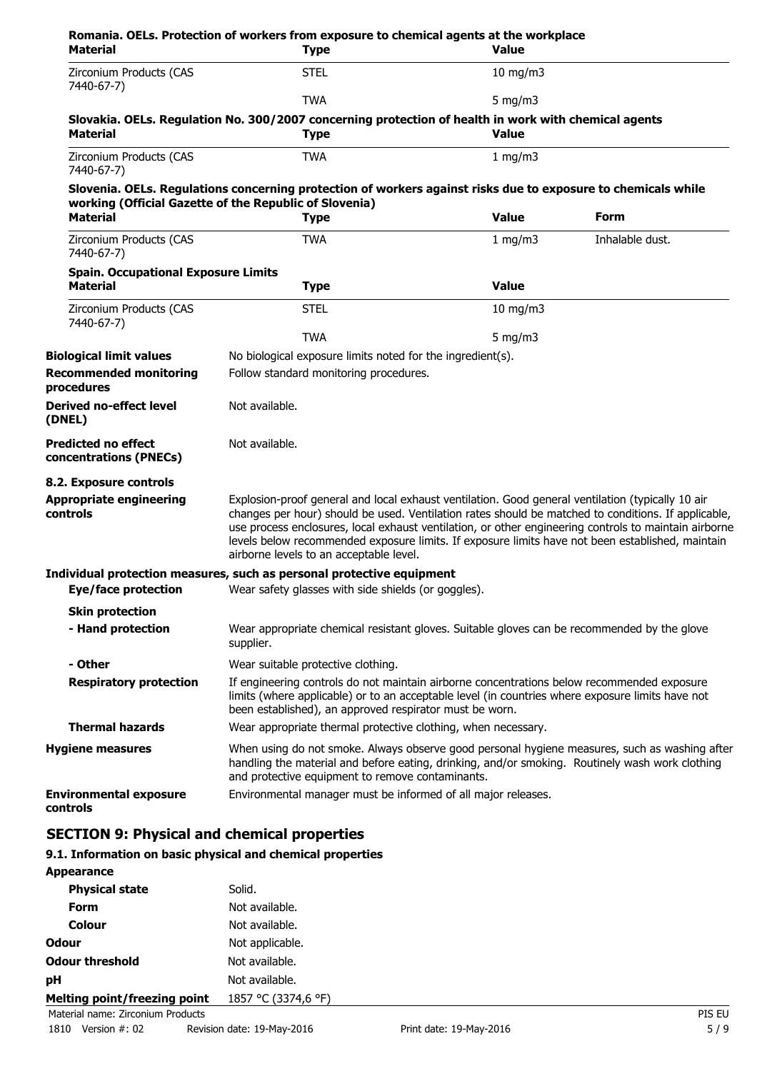**Romania. OELs. Protection of workers from exposure to chemical agents at the workplace**

| Material | Type | Value |
|---|---|---|
| Zirconium Products (CAS 7440-67-7) | STEL | 10 mg/m3 |
| | TWA | 5 mg/m3 |

**Slovakia. OELs. Regulation No. 300/2007 concerning protection of health in work with chemical agents**

| Material | Type | Value |
|---|---|---|
| Zirconium Products (CAS 7440-67-7) | TWA | 1 mg/m3 |

**Slovenia. OELs. Regulations concerning protection of workers against risks due to exposure to chemicals while working (Official Gazette of the Republic of Slovenia)**

| Material | Type | Value | Form |
|---|---|---|---|
| Zirconium Products (CAS 7440-67-7) | TWA | 1 mg/m3 | Inhalable dust. |

**Spain. Occupational Exposure Limits**

| Material | Type | Value |
|---|---|---|
| Zirconium Products (CAS 7440-67-7) | STEL | 10 mg/m3 |
| | TWA | 5 mg/m3 |

**Biological limit values** No biological exposure limits noted for the ingredient(s).

**Recommended monitoring procedures** Follow standard monitoring procedures.

**Derived no-effect level (DNEL)** Not available.

**Predicted no effect concentrations (PNECs)** Not available.

**8.2. Exposure controls**

**Appropriate engineering controls** Explosion-proof general and local exhaust ventilation. Good general ventilation (typically 10 air changes per hour) should be used. Ventilation rates should be matched to conditions. If applicable, use process enclosures, local exhaust ventilation, or other engineering controls to maintain airborne levels below recommended exposure limits. If exposure limits have not been established, maintain airborne levels to an acceptable level.

**Individual protection measures, such as personal protective equipment**

**Eye/face protection** Wear safety glasses with side shields (or goggles).

**Skin protection**

**- Hand protection** Wear appropriate chemical resistant gloves. Suitable gloves can be recommended by the glove supplier.

**- Other** Wear suitable protective clothing.

**Respiratory protection** If engineering controls do not maintain airborne concentrations below recommended exposure limits (where applicable) or to an acceptable level (in countries where exposure limits have not been established), an approved respirator must be worn.

**Thermal hazards** Wear appropriate thermal protective clothing, when necessary.

**Hygiene measures** When using do not smoke. Always observe good personal hygiene measures, such as washing after handling the material and before eating, drinking, and/or smoking. Routinely wash work clothing and protective equipment to remove contaminants.

**Environmental exposure controls** Environmental manager must be informed of all major releases.

## SECTION 9: Physical and chemical properties

**9.1. Information on basic physical and chemical properties**

**Appearance**

**Physical state** Solid.

**Form** Not available.

**Colour** Not available.

**Odour** Not applicable.

**Odour threshold** Not available.

**pH** Not available.

**Melting point/freezing point** 1857 °C (3374,6 °F)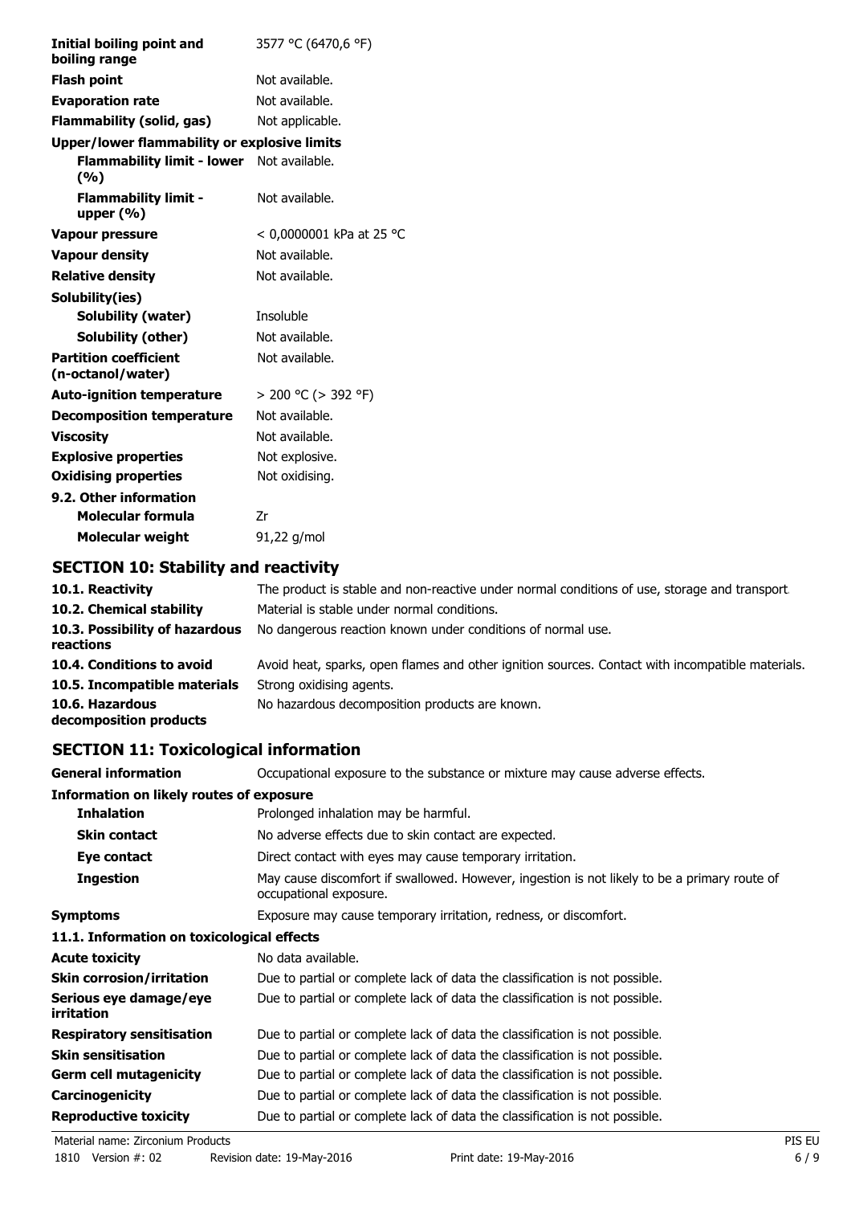| | |
|---|---|
| **Initial boiling point and boiling range** | 3577 °C (6470,6 °F) |
| **Flash point** | Not available. |
| **Evaporation rate** | Not available. |
| **Flammability (solid, gas)** | Not applicable. |
| **Upper/lower flammability or explosive limits** | |
| **Flammability limit - lower (%)** | Not available. |
| **Flammability limit - upper (%)** | Not available. |
| **Vapour pressure** | < 0,0000001 kPa at 25 °C |
| **Vapour density** | Not available. |
| **Relative density** | Not available. |
| **Solubility(ies)** | |
| **Solubility (water)** | Insoluble |
| **Solubility (other)** | Not available. |
| **Partition coefficient (n-octanol/water)** | Not available. |
| **Auto-ignition temperature** | > 200 °C (> 392 °F) |
| **Decomposition temperature** | Not available. |
| **Viscosity** | Not available. |
| **Explosive properties** | Not explosive. |
| **Oxidising properties** | Not oxidising. |
| **9.2. Other information** | |
| **Molecular formula** | Zr |
| **Molecular weight** | 91,22 g/mol |

## SECTION 10: Stability and reactivity

| | |
|---|---|
| **10.1. Reactivity** | The product is stable and non-reactive under normal conditions of use, storage and transport. |
| **10.2. Chemical stability** | Material is stable under normal conditions. |
| **10.3. Possibility of hazardous reactions** | No dangerous reaction known under conditions of normal use. |
| **10.4. Conditions to avoid** | Avoid heat, sparks, open flames and other ignition sources. Contact with incompatible materials. |
| **10.5. Incompatible materials** | Strong oxidising agents. |
| **10.6. Hazardous decomposition products** | No hazardous decomposition products are known. |

## SECTION 11: Toxicological information

| | |
|---|---|
| **General information** | Occupational exposure to the substance or mixture may cause adverse effects. |
| **Information on likely routes of exposure** | |
| **Inhalation** | Prolonged inhalation may be harmful. |
| **Skin contact** | No adverse effects due to skin contact are expected. |
| **Eye contact** | Direct contact with eyes may cause temporary irritation. |
| **Ingestion** | May cause discomfort if swallowed. However, ingestion is not likely to be a primary route of occupational exposure. |
| **Symptoms** | Exposure may cause temporary irritation, redness, or discomfort. |
| **11.1. Information on toxicological effects** | |
| **Acute toxicity** | No data available. |
| **Skin corrosion/irritation** | Due to partial or complete lack of data the classification is not possible. |
| **Serious eye damage/eye irritation** | Due to partial or complete lack of data the classification is not possible. |
| **Respiratory sensitisation** | Due to partial or complete lack of data the classification is not possible. |
| **Skin sensitisation** | Due to partial or complete lack of data the classification is not possible. |
| **Germ cell mutagenicity** | Due to partial or complete lack of data the classification is not possible. |
| **Carcinogenicity** | Due to partial or complete lack of data the classification is not possible. |
| **Reproductive toxicity** | Due to partial or complete lack of data the classification is not possible. |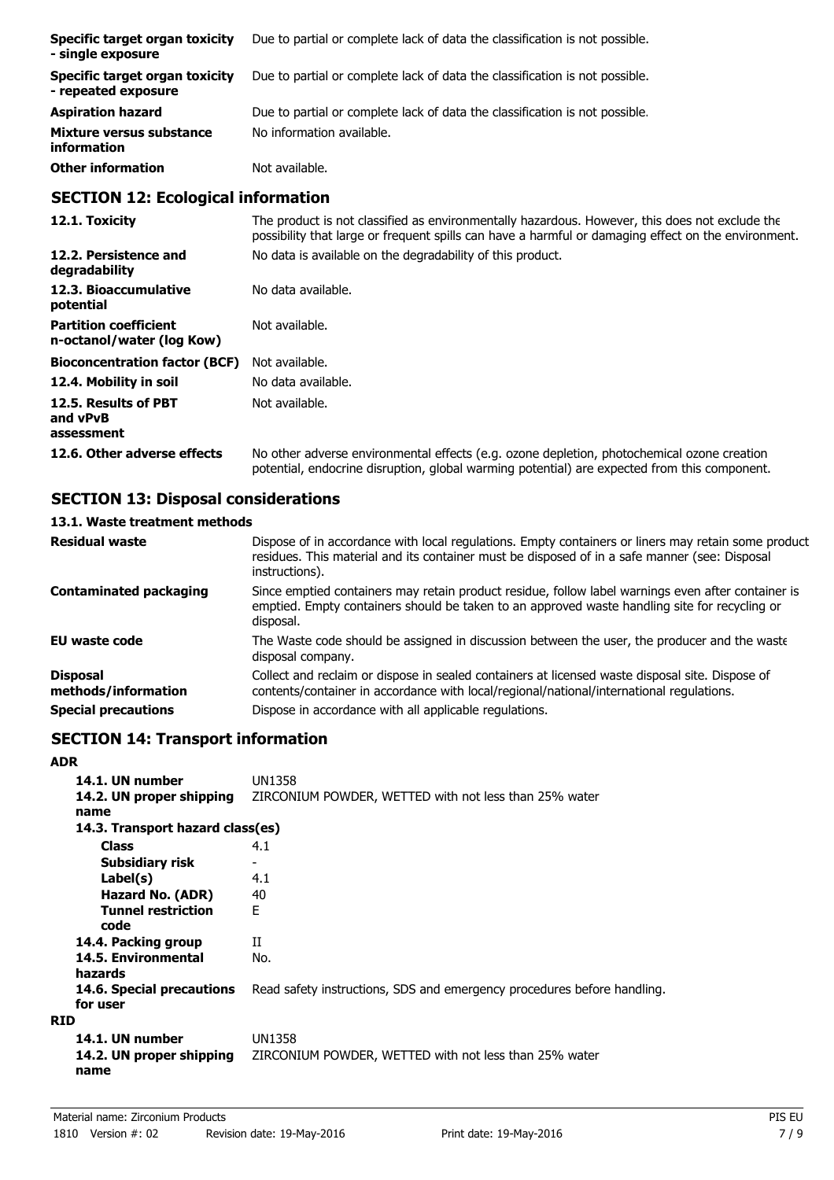| | |
|---|---|
| **Specific target organ toxicity - single exposure** | Due to partial or complete lack of data the classification is not possible. |
| **Specific target organ toxicity - repeated exposure** | Due to partial or complete lack of data the classification is not possible. |
| **Aspiration hazard** | Due to partial or complete lack of data the classification is not possible. |
| **Mixture versus substance information** | No information available. |
| **Other information** | Not available. |

## SECTION 12: Ecological information

| | |
|---|---|
| **12.1. Toxicity** | The product is not classified as environmentally hazardous. However, this does not exclude the possibility that large or frequent spills can have a harmful or damaging effect on the environment. |
| **12.2. Persistence and degradability** | No data is available on the degradability of this product. |
| **12.3. Bioaccumulative potential** | No data available. |
| **Partition coefficient n-octanol/water (log Kow)** | Not available. |
| **Bioconcentration factor (BCF)** | Not available. |
| **12.4. Mobility in soil** | No data available. |
| **12.5. Results of PBT and vPvB assessment** | Not available. |
| **12.6. Other adverse effects** | No other adverse environmental effects (e.g. ozone depletion, photochemical ozone creation potential, endocrine disruption, global warming potential) are expected from this component. |

## SECTION 13: Disposal considerations

### 13.1. Waste treatment methods

| | |
|---|---|
| **Residual waste** | Dispose of in accordance with local regulations. Empty containers or liners may retain some product residues. This material and its container must be disposed of in a safe manner (see: Disposal instructions). |
| **Contaminated packaging** | Since emptied containers may retain product residue, follow label warnings even after container is emptied. Empty containers should be taken to an approved waste handling site for recycling or disposal. |
| **EU waste code** | The Waste code should be assigned in discussion between the user, the producer and the waste disposal company. |
| **Disposal methods/information** | Collect and reclaim or dispose in sealed containers at licensed waste disposal site. Dispose of contents/container in accordance with local/regional/national/international regulations. |
| **Special precautions** | Dispose in accordance with all applicable regulations. |

## SECTION 14: Transport information

**ADR**

| | |
|---|---|
| **14.1. UN number** | UN1358 |
| **14.2. UN proper shipping name** | ZIRCONIUM POWDER, WETTED with not less than 25% water |
| **14.3. Transport hazard class(es)** | |
| **Class** | 4.1 |
| **Subsidiary risk** | - |
| **Label(s)** | 4.1 |
| **Hazard No. (ADR)** | 40 |
| **Tunnel restriction code** | E |
| **14.4. Packing group** | II |
| **14.5. Environmental hazards** | No. |
| **14.6. Special precautions for user** | Read safety instructions, SDS and emergency procedures before handling. |

**RID**

| | |
|---|---|
| **14.1. UN number** | UN1358 |
| **14.2. UN proper shipping name** | ZIRCONIUM POWDER, WETTED with not less than 25% water |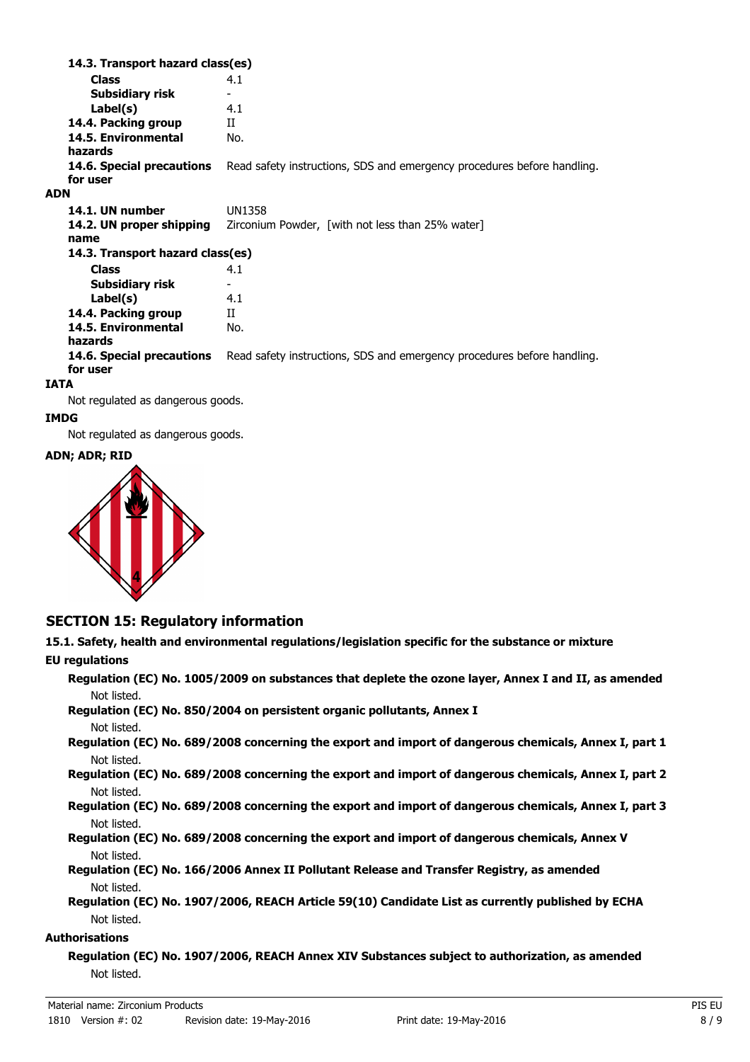**14.3. Transport hazard class(es)**

| | |
|---|---|
| **Class** | 4.1 |
| **Subsidiary risk** | - |
| **Label(s)** | 4.1 |
| **14.4. Packing group** | II |
| **14.5. Environmental hazards** | No. |
| **14.6. Special precautions for user** | Read safety instructions, SDS and emergency procedures before handling. |

**ADN**

| | |
|---|---|
| **14.1. UN number** | UN1358 |
| **14.2. UN proper shipping name** | Zirconium Powder, [with not less than 25% water] |

**14.3. Transport hazard class(es)**

| | |
|---|---|
| **Class** | 4.1 |
| **Subsidiary risk** | - |
| **Label(s)** | 4.1 |
| **14.4. Packing group** | II |
| **14.5. Environmental hazards** | No. |
| **14.6. Special precautions for user** | Read safety instructions, SDS and emergency procedures before handling. |

**IATA**

Not regulated as dangerous goods.

**IMDG**

Not regulated as dangerous goods.

**ADN; ADR; RID**

## SECTION 15: Regulatory information

**15.1. Safety, health and environmental regulations/legislation specific for the substance or mixture**

**EU regulations**

**Regulation (EC) No. 1005/2009 on substances that deplete the ozone layer, Annex I and II, as amended**
Not listed.

**Regulation (EC) No. 850/2004 on persistent organic pollutants, Annex I**
Not listed.

**Regulation (EC) No. 689/2008 concerning the export and import of dangerous chemicals, Annex I, part 1**
Not listed.

**Regulation (EC) No. 689/2008 concerning the export and import of dangerous chemicals, Annex I, part 2**
Not listed.

**Regulation (EC) No. 689/2008 concerning the export and import of dangerous chemicals, Annex I, part 3**
Not listed.

**Regulation (EC) No. 689/2008 concerning the export and import of dangerous chemicals, Annex V**
Not listed.

**Regulation (EC) No. 166/2006 Annex II Pollutant Release and Transfer Registry, as amended**
Not listed.

**Regulation (EC) No. 1907/2006, REACH Article 59(10) Candidate List as currently published by ECHA**
Not listed.

**Authorisations**

**Regulation (EC) No. 1907/2006, REACH Annex XIV Substances subject to authorization, as amended**
Not listed.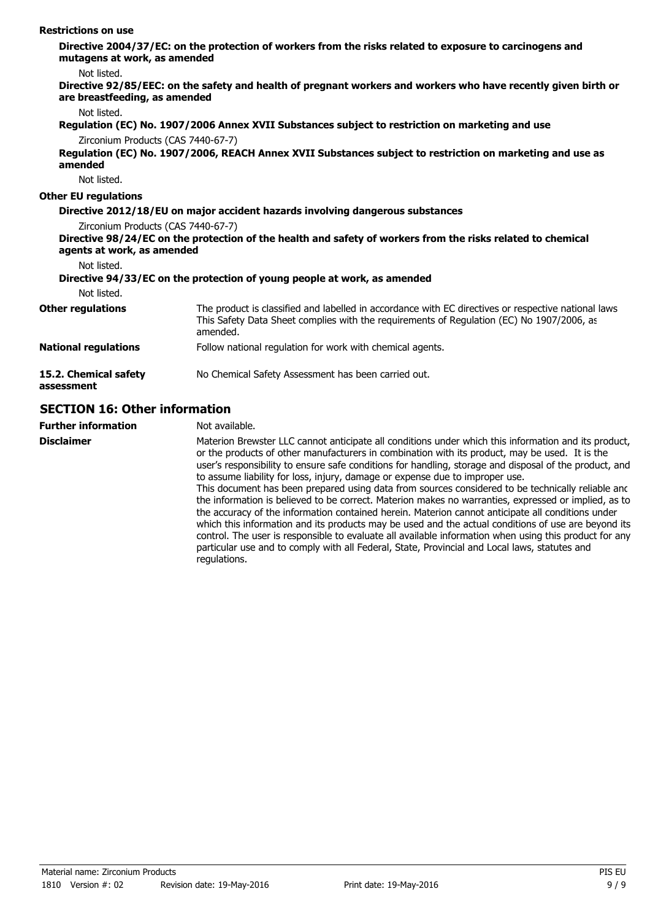**Restrictions on use**

**Directive 2004/37/EC: on the protection of workers from the risks related to exposure to carcinogens and mutagens at work, as amended**

Not listed.

**Directive 92/85/EEC: on the safety and health of pregnant workers and workers who have recently given birth or are breastfeeding, as amended**

Not listed.

**Regulation (EC) No. 1907/2006 Annex XVII Substances subject to restriction on marketing and use**

Zirconium Products (CAS 7440-67-7)

**Regulation (EC) No. 1907/2006, REACH Annex XVII Substances subject to restriction on marketing and use as amended**

Not listed.

**Other EU regulations**

**Directive 2012/18/EU on major accident hazards involving dangerous substances**

Zirconium Products (CAS 7440-67-7)

**Directive 98/24/EC on the protection of the health and safety of workers from the risks related to chemical agents at work, as amended**

Not listed.

**Directive 94/33/EC on the protection of young people at work, as amended**

Not listed.

**Other regulations** The product is classified and labelled in accordance with EC directives or respective national laws. This Safety Data Sheet complies with the requirements of Regulation (EC) No 1907/2006, as amended.

**National regulations** Follow national regulation for work with chemical agents.

**15.2. Chemical safety assessment** No Chemical Safety Assessment has been carried out.

## SECTION 16: Other information

**Further information** Not available.

**Disclaimer** Materion Brewster LLC cannot anticipate all conditions under which this information and its product, or the products of other manufacturers in combination with its product, may be used. It is the user's responsibility to ensure safe conditions for handling, storage and disposal of the product, and to assume liability for loss, injury, damage or expense due to improper use.
This document has been prepared using data from sources considered to be technically reliable and the information is believed to be correct. Materion makes no warranties, expressed or implied, as to the accuracy of the information contained herein. Materion cannot anticipate all conditions under which this information and its products may be used and the actual conditions of use are beyond its control. The user is responsible to evaluate all available information when using this product for any particular use and to comply with all Federal, State, Provincial and Local laws, statutes and regulations.